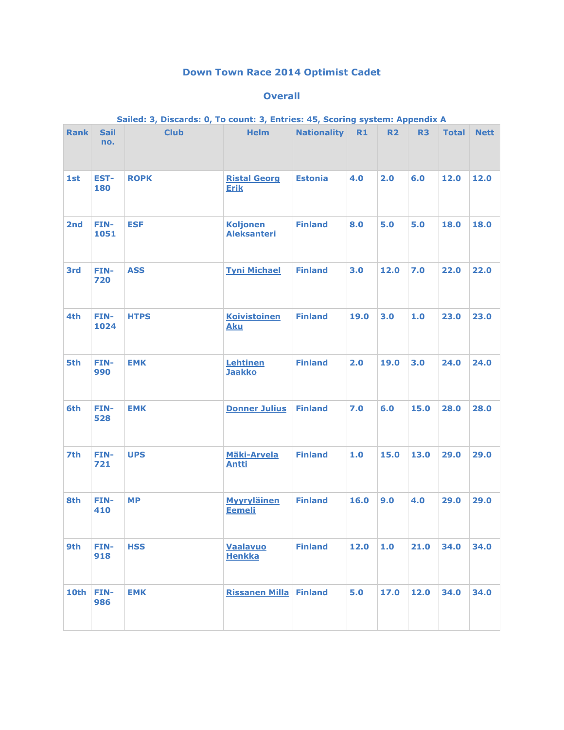# Down Town Race 2014 Optimist Cadet

## Overall

**Sailed: 3, Discards: 0, To count: 3, Entries: 45, Scoring system: Appendix A**

| Rank | Sail no. | Club | Helm | Nationality | R1 | R2 | R3 | Total | Nett |
|---|---|---|---|---|---|---|---|---|---|
| 1st | EST-180 | ROPK | Ristal Georg Erik | Estonia | 4.0 | 2.0 | 6.0 | 12.0 | 12.0 |
| 2nd | FIN-1051 | ESF | Koljonen Aleksanteri | Finland | 8.0 | 5.0 | 5.0 | 18.0 | 18.0 |
| 3rd | FIN-720 | ASS | Tyni Michael | Finland | 3.0 | 12.0 | 7.0 | 22.0 | 22.0 |
| 4th | FIN-1024 | HTPS | Koivistoinen Aku | Finland | 19.0 | 3.0 | 1.0 | 23.0 | 23.0 |
| 5th | FIN-990 | EMK | Lehtinen Jaakko | Finland | 2.0 | 19.0 | 3.0 | 24.0 | 24.0 |
| 6th | FIN-528 | EMK | Donner Julius | Finland | 7.0 | 6.0 | 15.0 | 28.0 | 28.0 |
| 7th | FIN-721 | UPS | Mäki-Arvela Antti | Finland | 1.0 | 15.0 | 13.0 | 29.0 | 29.0 |
| 8th | FIN-410 | MP | Myyryläinen Eemeli | Finland | 16.0 | 9.0 | 4.0 | 29.0 | 29.0 |
| 9th | FIN-918 | HSS | Vaalavuo Henkka | Finland | 12.0 | 1.0 | 21.0 | 34.0 | 34.0 |
| 10th | FIN-986 | EMK | Rissanen Milla | Finland | 5.0 | 17.0 | 12.0 | 34.0 | 34.0 |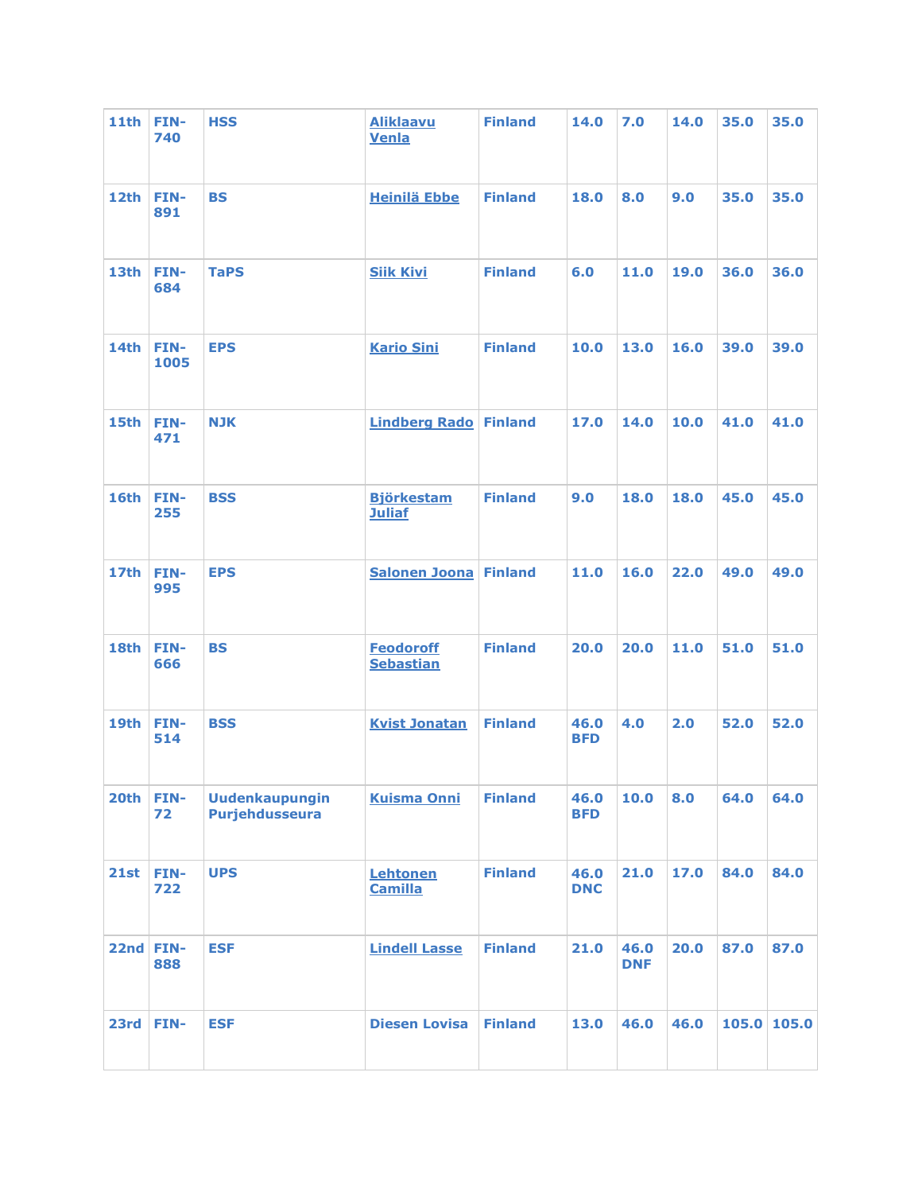| 11th | FIN-740 | HSS | Aliklaavu Venla | Finland | 14.0 | 7.0 | 14.0 | 35.0 | 35.0 |
|---|---|---|---|---|---|---|---|---|---|
| 12th | FIN-891 | BS | Heinilä Ebbe | Finland | 18.0 | 8.0 | 9.0 | 35.0 | 35.0 |
| 13th | FIN-684 | TaPS | Siik Kivi | Finland | 6.0 | 11.0 | 19.0 | 36.0 | 36.0 |
| 14th | FIN-1005 | EPS | Kario Sini | Finland | 10.0 | 13.0 | 16.0 | 39.0 | 39.0 |
| 15th | FIN-471 | NJK | Lindberg Rado | Finland | 17.0 | 14.0 | 10.0 | 41.0 | 41.0 |
| 16th | FIN-255 | BSS | Björkestam Juliaf | Finland | 9.0 | 18.0 | 18.0 | 45.0 | 45.0 |
| 17th | FIN-995 | EPS | Salonen Joona | Finland | 11.0 | 16.0 | 22.0 | 49.0 | 49.0 |
| 18th | FIN-666 | BS | Feodoroff Sebastian | Finland | 20.0 | 20.0 | 11.0 | 51.0 | 51.0 |
| 19th | FIN-514 | BSS | Kvist Jonatan | Finland | 46.0 BFD | 4.0 | 2.0 | 52.0 | 52.0 |
| 20th | FIN-72 | Uudenkaupungin Purjehdusseura | Kuisma Onni | Finland | 46.0 BFD | 10.0 | 8.0 | 64.0 | 64.0 |
| 21st | FIN-722 | UPS | Lehtonen Camilla | Finland | 46.0 DNC | 21.0 | 17.0 | 84.0 | 84.0 |
| 22nd | FIN-888 | ESF | Lindell Lasse | Finland | 21.0 | 46.0 DNF | 20.0 | 87.0 | 87.0 |
| 23rd | FIN- | ESF | Diesen Lovisa | Finland | 13.0 | 46.0 | 46.0 | 105.0 | 105.0 |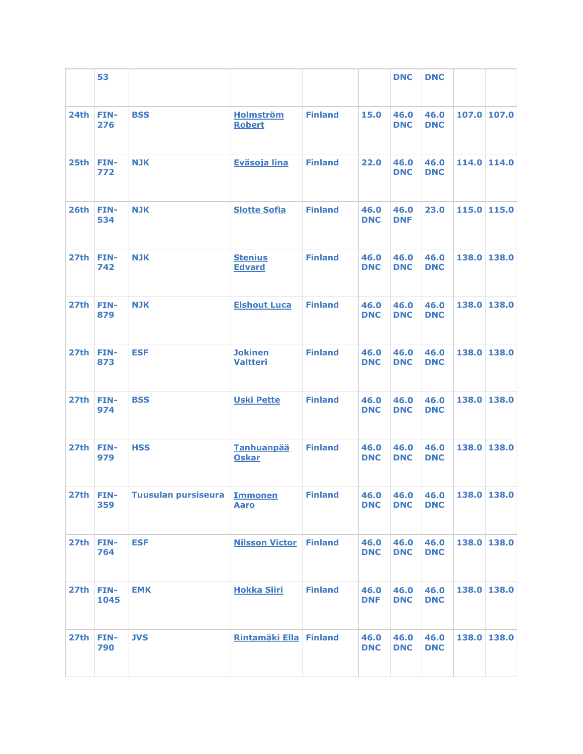| | 53 | | | | | DNC | DNC | | |
|---|---|---|---|---|---|---|---|---|---|
| 24th | FIN-276 | BSS | Holmström Robert | Finland | 15.0 | 46.0 DNC | 46.0 DNC | 107.0 | 107.0 |
| 25th | FIN-772 | NJK | Eväsoja Iina | Finland | 22.0 | 46.0 DNC | 46.0 DNC | 114.0 | 114.0 |
| 26th | FIN-534 | NJK | Slotte Sofia | Finland | 46.0 DNC | 46.0 DNF | 23.0 | 115.0 | 115.0 |
| 27th | FIN-742 | NJK | Stenius Edvard | Finland | 46.0 DNC | 46.0 DNC | 46.0 DNC | 138.0 | 138.0 |
| 27th | FIN-879 | NJK | Elshout Luca | Finland | 46.0 DNC | 46.0 DNC | 46.0 DNC | 138.0 | 138.0 |
| 27th | FIN-873 | ESF | Jokinen Valtteri | Finland | 46.0 DNC | 46.0 DNC | 46.0 DNC | 138.0 | 138.0 |
| 27th | FIN-974 | BSS | Uski Pette | Finland | 46.0 DNC | 46.0 DNC | 46.0 DNC | 138.0 | 138.0 |
| 27th | FIN-979 | HSS | Tanhuanpää Oskar | Finland | 46.0 DNC | 46.0 DNC | 46.0 DNC | 138.0 | 138.0 |
| 27th | FIN-359 | Tuusulan pursiseura | Immonen Aaro | Finland | 46.0 DNC | 46.0 DNC | 46.0 DNC | 138.0 | 138.0 |
| 27th | FIN-764 | ESF | Nilsson Victor | Finland | 46.0 DNC | 46.0 DNC | 46.0 DNC | 138.0 | 138.0 |
| 27th | FIN-1045 | EMK | Hokka Siiri | Finland | 46.0 DNF | 46.0 DNC | 46.0 DNC | 138.0 | 138.0 |
| 27th | FIN-790 | JVS | Rintamäki Ella | Finland | 46.0 DNC | 46.0 DNC | 46.0 DNC | 138.0 | 138.0 |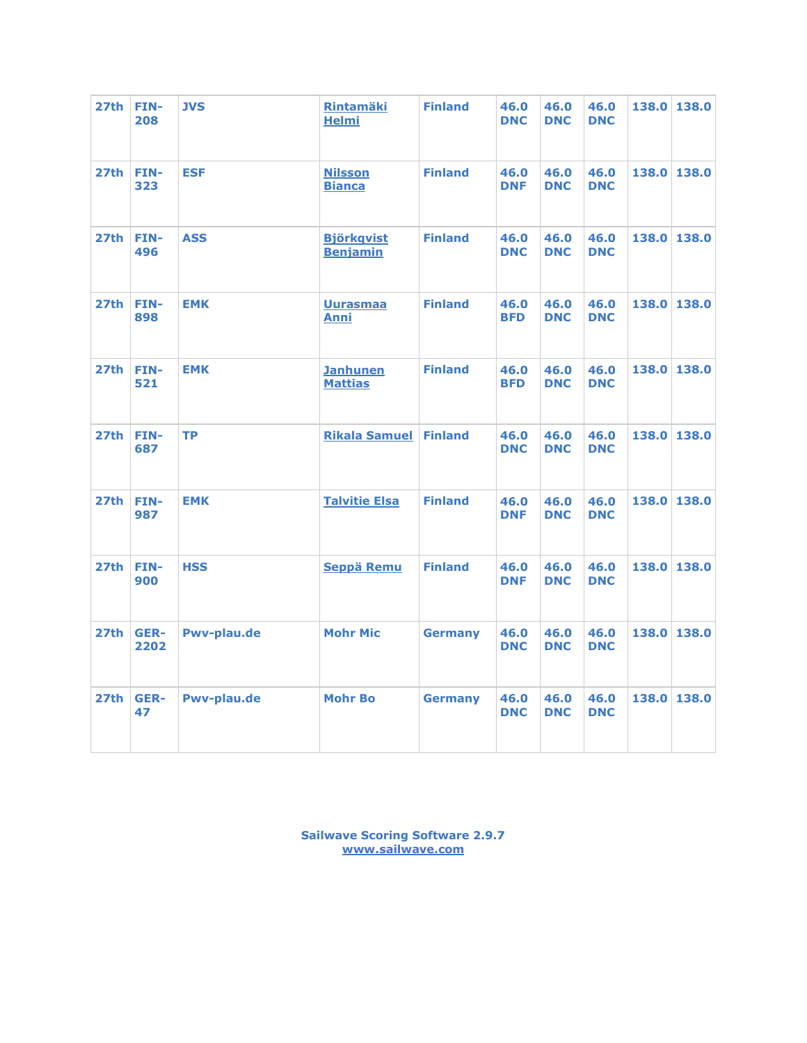| | | | | | | | | | |
|---|---|---|---|---|---|---|---|---|---|
| 27th | FIN-208 | JVS | Rintamäki Helmi | Finland | 46.0 DNC | 46.0 DNC | 46.0 DNC | 138.0 | 138.0 |
| 27th | FIN-323 | ESF | Nilsson Bianca | Finland | 46.0 DNF | 46.0 DNC | 46.0 DNC | 138.0 | 138.0 |
| 27th | FIN-496 | ASS | Björkqvist Benjamin | Finland | 46.0 DNC | 46.0 DNC | 46.0 DNC | 138.0 | 138.0 |
| 27th | FIN-898 | EMK | Uurasmaa Anni | Finland | 46.0 BFD | 46.0 DNC | 46.0 DNC | 138.0 | 138.0 |
| 27th | FIN-521 | EMK | Janhunen Mattias | Finland | 46.0 BFD | 46.0 DNC | 46.0 DNC | 138.0 | 138.0 |
| 27th | FIN-687 | TP | Rikala Samuel | Finland | 46.0 DNC | 46.0 DNC | 46.0 DNC | 138.0 | 138.0 |
| 27th | FIN-987 | EMK | Talvitie Elsa | Finland | 46.0 DNF | 46.0 DNC | 46.0 DNC | 138.0 | 138.0 |
| 27th | FIN-900 | HSS | Seppä Remu | Finland | 46.0 DNF | 46.0 DNC | 46.0 DNC | 138.0 | 138.0 |
| 27th | GER-2202 | Pwv-plau.de | Mohr Mic | Germany | 46.0 DNC | 46.0 DNC | 46.0 DNC | 138.0 | 138.0 |
| 27th | GER-47 | Pwv-plau.de | Mohr Bo | Germany | 46.0 DNC | 46.0 DNC | 46.0 DNC | 138.0 | 138.0 |

**Sailwave Scoring Software 2.9.7**
**www.sailwave.com**